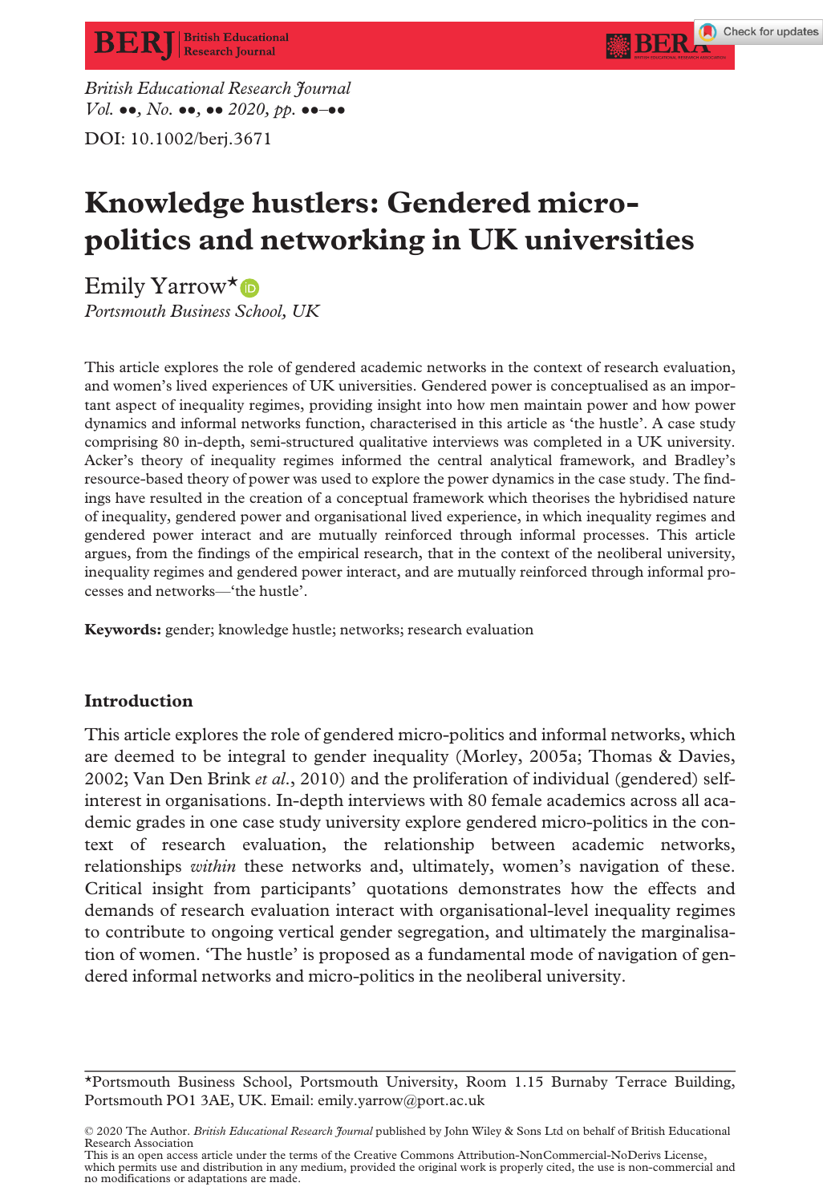British Educational Research Journal
Vol. ••, No. ••, •• 2020, pp. ••–••

DOI: 10.1002/berj.3671

# Knowledge hustlers: Gendered micro-politics and networking in UK universities

Emily Yarrow*
*Portsmouth Business School, UK*

This article explores the role of gendered academic networks in the context of research evaluation, and women's lived experiences of UK universities. Gendered power is conceptualised as an important aspect of inequality regimes, providing insight into how men maintain power and how power dynamics and informal networks function, characterised in this article as 'the hustle'. A case study comprising 80 in-depth, semi-structured qualitative interviews was completed in a UK university. Acker's theory of inequality regimes informed the central analytical framework, and Bradley's resource-based theory of power was used to explore the power dynamics in the case study. The findings have resulted in the creation of a conceptual framework which theorises the hybridised nature of inequality, gendered power and organisational lived experience, in which inequality regimes and gendered power interact and are mutually reinforced through informal processes. This article argues, from the findings of the empirical research, that in the context of the neoliberal university, inequality regimes and gendered power interact, and are mutually reinforced through informal processes and networks—'the hustle'.

**Keywords:** gender; knowledge hustle; networks; research evaluation

## Introduction

This article explores the role of gendered micro-politics and informal networks, which are deemed to be integral to gender inequality (Morley, 2005a; Thomas & Davies, 2002; Van Den Brink *et al.*, 2010) and the proliferation of individual (gendered) self-interest in organisations. In-depth interviews with 80 female academics across all academic grades in one case study university explore gendered micro-politics in the context of research evaluation, the relationship between academic networks, relationships *within* these networks and, ultimately, women's navigation of these. Critical insight from participants' quotations demonstrates how the effects and demands of research evaluation interact with organisational-level inequality regimes to contribute to ongoing vertical gender segregation, and ultimately the marginalisation of women. 'The hustle' is proposed as a fundamental mode of navigation of gendered informal networks and micro-politics in the neoliberal university.

*Portsmouth Business School, Portsmouth University, Room 1.15 Burnaby Terrace Building, Portsmouth PO1 3AE, UK. Email: emily.yarrow@port.ac.uk

© 2020 The Author. *British Educational Research Journal* published by John Wiley & Sons Ltd on behalf of British Educational Research Association
This is an open access article under the terms of the Creative Commons Attribution-NonCommercial-NoDerivs License, which permits use and distribution in any medium, provided the original work is properly cited, the use is non-commercial and no modifications or adaptations are made.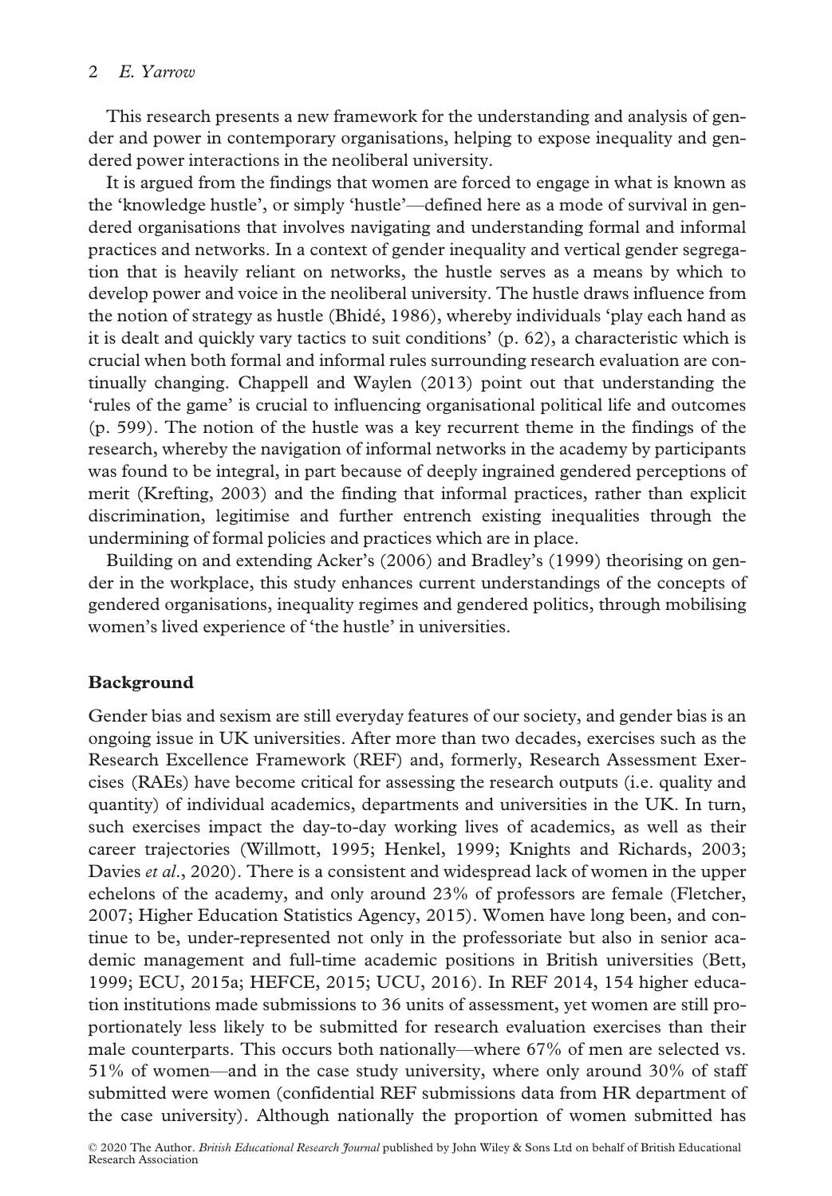This research presents a new framework for the understanding and analysis of gender and power in contemporary organisations, helping to expose inequality and gendered power interactions in the neoliberal university.

It is argued from the findings that women are forced to engage in what is known as the 'knowledge hustle', or simply 'hustle'—defined here as a mode of survival in gendered organisations that involves navigating and understanding formal and informal practices and networks. In a context of gender inequality and vertical gender segregation that is heavily reliant on networks, the hustle serves as a means by which to develop power and voice in the neoliberal university. The hustle draws influence from the notion of strategy as hustle (Bhidé, 1986), whereby individuals 'play each hand as it is dealt and quickly vary tactics to suit conditions' (p. 62), a characteristic which is crucial when both formal and informal rules surrounding research evaluation are continually changing. Chappell and Waylen (2013) point out that understanding the 'rules of the game' is crucial to influencing organisational political life and outcomes (p. 599). The notion of the hustle was a key recurrent theme in the findings of the research, whereby the navigation of informal networks in the academy by participants was found to be integral, in part because of deeply ingrained gendered perceptions of merit (Krefting, 2003) and the finding that informal practices, rather than explicit discrimination, legitimise and further entrench existing inequalities through the undermining of formal policies and practices which are in place.

Building on and extending Acker's (2006) and Bradley's (1999) theorising on gender in the workplace, this study enhances current understandings of the concepts of gendered organisations, inequality regimes and gendered politics, through mobilising women's lived experience of 'the hustle' in universities.

## Background

Gender bias and sexism are still everyday features of our society, and gender bias is an ongoing issue in UK universities. After more than two decades, exercises such as the Research Excellence Framework (REF) and, formerly, Research Assessment Exercises (RAEs) have become critical for assessing the research outputs (i.e. quality and quantity) of individual academics, departments and universities in the UK. In turn, such exercises impact the day-to-day working lives of academics, as well as their career trajectories (Willmott, 1995; Henkel, 1999; Knights and Richards, 2003; Davies *et al*., 2020). There is a consistent and widespread lack of women in the upper echelons of the academy, and only around 23% of professors are female (Fletcher, 2007; Higher Education Statistics Agency, 2015). Women have long been, and continue to be, under-represented not only in the professoriate but also in senior academic management and full-time academic positions in British universities (Bett, 1999; ECU, 2015a; HEFCE, 2015; UCU, 2016). In REF 2014, 154 higher education institutions made submissions to 36 units of assessment, yet women are still proportionately less likely to be submitted for research evaluation exercises than their male counterparts. This occurs both nationally—where 67% of men are selected vs. 51% of women—and in the case study university, where only around 30% of staff submitted were women (confidential REF submissions data from HR department of the case university). Although nationally the proportion of women submitted has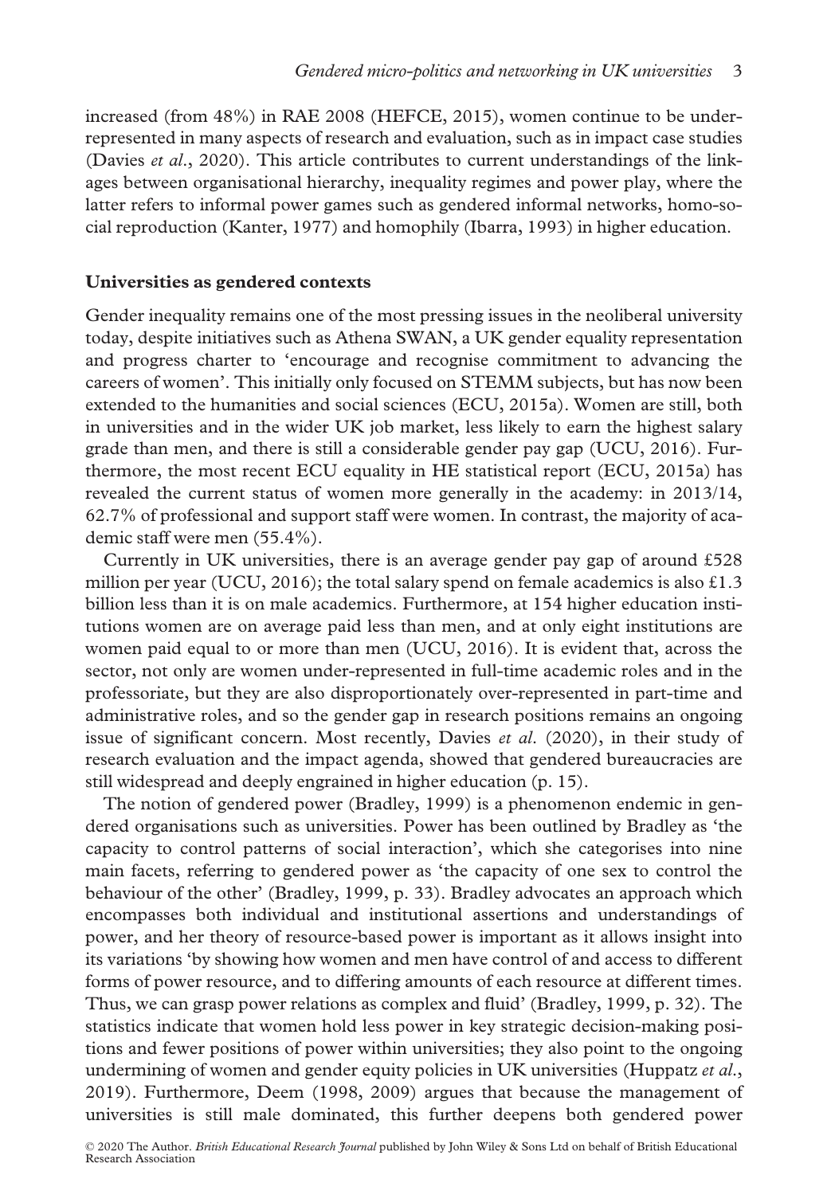increased (from 48%) in RAE 2008 (HEFCE, 2015), women continue to be under-represented in many aspects of research and evaluation, such as in impact case studies (Davies *et al*., 2020). This article contributes to current understandings of the linkages between organisational hierarchy, inequality regimes and power play, where the latter refers to informal power games such as gendered informal networks, homo-social reproduction (Kanter, 1977) and homophily (Ibarra, 1993) in higher education.

## Universities as gendered contexts

Gender inequality remains one of the most pressing issues in the neoliberal university today, despite initiatives such as Athena SWAN, a UK gender equality representation and progress charter to 'encourage and recognise commitment to advancing the careers of women'. This initially only focused on STEMM subjects, but has now been extended to the humanities and social sciences (ECU, 2015a). Women are still, both in universities and in the wider UK job market, less likely to earn the highest salary grade than men, and there is still a considerable gender pay gap (UCU, 2016). Furthermore, the most recent ECU equality in HE statistical report (ECU, 2015a) has revealed the current status of women more generally in the academy: in 2013/14, 62.7% of professional and support staff were women. In contrast, the majority of academic staff were men (55.4%).

Currently in UK universities, there is an average gender pay gap of around £528 million per year (UCU, 2016); the total salary spend on female academics is also £1.3 billion less than it is on male academics. Furthermore, at 154 higher education institutions women are on average paid less than men, and at only eight institutions are women paid equal to or more than men (UCU, 2016). It is evident that, across the sector, not only are women under-represented in full-time academic roles and in the professoriate, but they are also disproportionately over-represented in part-time and administrative roles, and so the gender gap in research positions remains an ongoing issue of significant concern. Most recently, Davies *et al*. (2020), in their study of research evaluation and the impact agenda, showed that gendered bureaucracies are still widespread and deeply engrained in higher education (p. 15).

The notion of gendered power (Bradley, 1999) is a phenomenon endemic in gendered organisations such as universities. Power has been outlined by Bradley as 'the capacity to control patterns of social interaction', which she categorises into nine main facets, referring to gendered power as 'the capacity of one sex to control the behaviour of the other' (Bradley, 1999, p. 33). Bradley advocates an approach which encompasses both individual and institutional assertions and understandings of power, and her theory of resource-based power is important as it allows insight into its variations 'by showing how women and men have control of and access to different forms of power resource, and to differing amounts of each resource at different times. Thus, we can grasp power relations as complex and fluid' (Bradley, 1999, p. 32). The statistics indicate that women hold less power in key strategic decision-making positions and fewer positions of power within universities; they also point to the ongoing undermining of women and gender equity policies in UK universities (Huppatz *et al*., 2019). Furthermore, Deem (1998, 2009) argues that because the management of universities is still male dominated, this further deepens both gendered power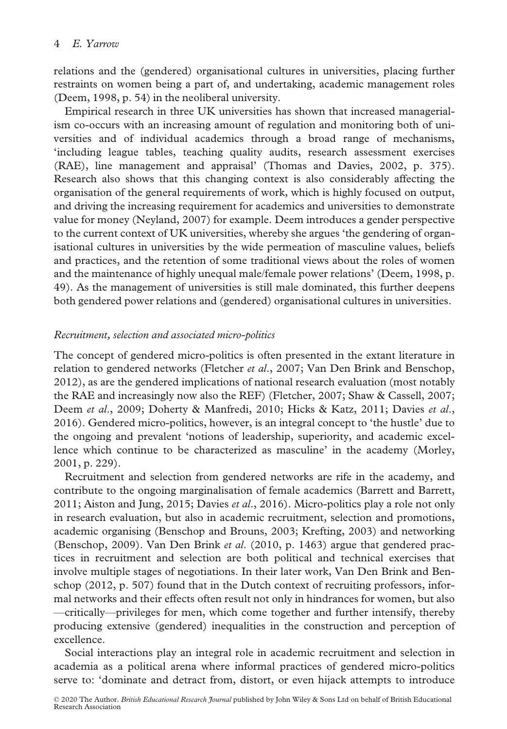relations and the (gendered) organisational cultures in universities, placing further restraints on women being a part of, and undertaking, academic management roles (Deem, 1998, p. 54) in the neoliberal university.

Empirical research in three UK universities has shown that increased managerialism co-occurs with an increasing amount of regulation and monitoring both of universities and of individual academics through a broad range of mechanisms, 'including league tables, teaching quality audits, research assessment exercises (RAE), line management and appraisal' (Thomas and Davies, 2002, p. 375). Research also shows that this changing context is also considerably affecting the organisation of the general requirements of work, which is highly focused on output, and driving the increasing requirement for academics and universities to demonstrate value for money (Neyland, 2007) for example. Deem introduces a gender perspective to the current context of UK universities, whereby she argues 'the gendering of organisational cultures in universities by the wide permeation of masculine values, beliefs and practices, and the retention of some traditional views about the roles of women and the maintenance of highly unequal male/female power relations' (Deem, 1998, p. 49). As the management of universities is still male dominated, this further deepens both gendered power relations and (gendered) organisational cultures in universities.

### *Recruitment, selection and associated micro-politics*

The concept of gendered micro-politics is often presented in the extant literature in relation to gendered networks (Fletcher *et al.*, 2007; Van Den Brink and Benschop, 2012), as are the gendered implications of national research evaluation (most notably the RAE and increasingly now also the REF) (Fletcher, 2007; Shaw & Cassell, 2007; Deem *et al.*, 2009; Doherty & Manfredi, 2010; Hicks & Katz, 2011; Davies *et al.*, 2016). Gendered micro-politics, however, is an integral concept to 'the hustle' due to the ongoing and prevalent 'notions of leadership, superiority, and academic excellence which continue to be characterized as masculine' in the academy (Morley, 2001, p. 229).

Recruitment and selection from gendered networks are rife in the academy, and contribute to the ongoing marginalisation of female academics (Barrett and Barrett, 2011; Aiston and Jung, 2015; Davies *et al.*, 2016). Micro-politics play a role not only in research evaluation, but also in academic recruitment, selection and promotions, academic organising (Benschop and Brouns, 2003; Krefting, 2003) and networking (Benschop, 2009). Van Den Brink *et al.* (2010, p. 1463) argue that gendered practices in recruitment and selection are both political and technical exercises that involve multiple stages of negotiations. In their later work, Van Den Brink and Benschop (2012, p. 507) found that in the Dutch context of recruiting professors, informal networks and their effects often result not only in hindrances for women, but also —critically—privileges for men, which come together and further intensify, thereby producing extensive (gendered) inequalities in the construction and perception of excellence.

Social interactions play an integral role in academic recruitment and selection in academia as a political arena where informal practices of gendered micro-politics serve to: 'dominate and detract from, distort, or even hijack attempts to introduce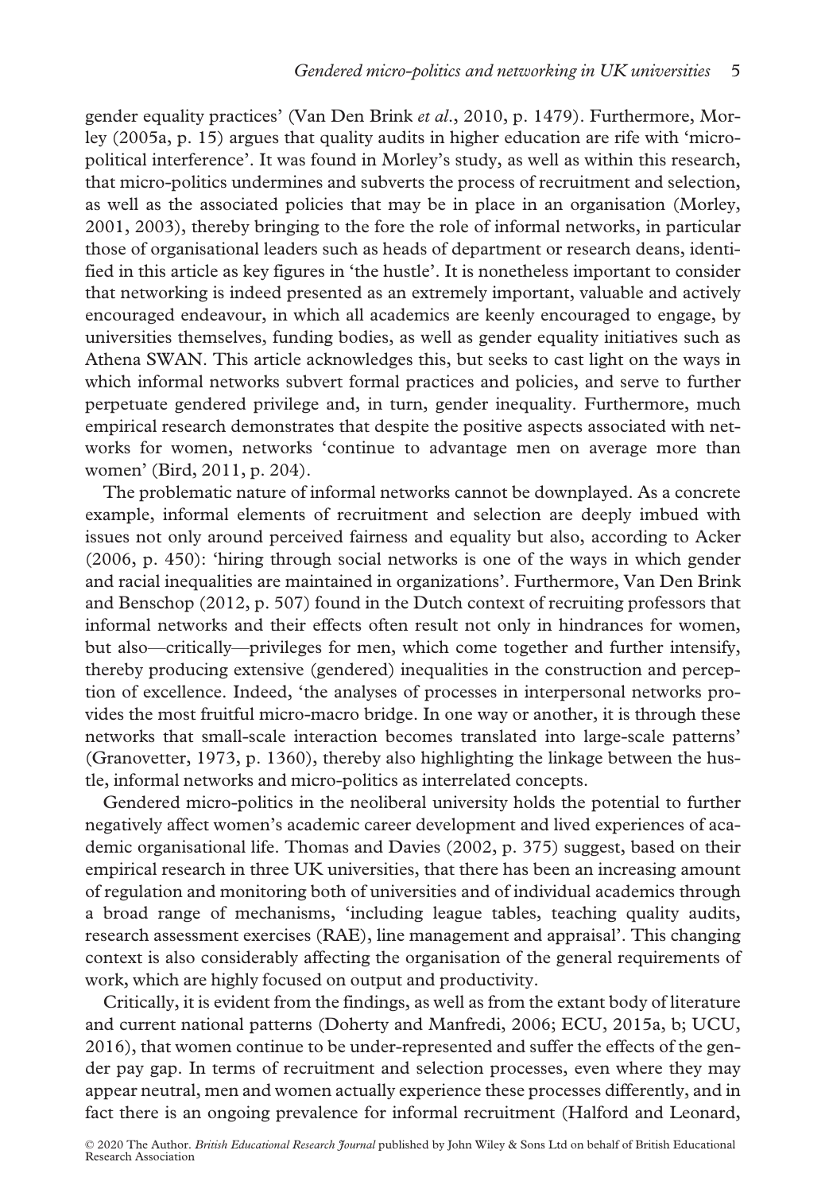gender equality practices' (Van Den Brink *et al*., 2010, p. 1479). Furthermore, Morley (2005a, p. 15) argues that quality audits in higher education are rife with 'micro-political interference'. It was found in Morley's study, as well as within this research, that micro-politics undermines and subverts the process of recruitment and selection, as well as the associated policies that may be in place in an organisation (Morley, 2001, 2003), thereby bringing to the fore the role of informal networks, in particular those of organisational leaders such as heads of department or research deans, identified in this article as key figures in 'the hustle'. It is nonetheless important to consider that networking is indeed presented as an extremely important, valuable and actively encouraged endeavour, in which all academics are keenly encouraged to engage, by universities themselves, funding bodies, as well as gender equality initiatives such as Athena SWAN. This article acknowledges this, but seeks to cast light on the ways in which informal networks subvert formal practices and policies, and serve to further perpetuate gendered privilege and, in turn, gender inequality. Furthermore, much empirical research demonstrates that despite the positive aspects associated with networks for women, networks 'continue to advantage men on average more than women' (Bird, 2011, p. 204).

The problematic nature of informal networks cannot be downplayed. As a concrete example, informal elements of recruitment and selection are deeply imbued with issues not only around perceived fairness and equality but also, according to Acker (2006, p. 450): 'hiring through social networks is one of the ways in which gender and racial inequalities are maintained in organizations'. Furthermore, Van Den Brink and Benschop (2012, p. 507) found in the Dutch context of recruiting professors that informal networks and their effects often result not only in hindrances for women, but also—critically—privileges for men, which come together and further intensify, thereby producing extensive (gendered) inequalities in the construction and perception of excellence. Indeed, 'the analyses of processes in interpersonal networks provides the most fruitful micro-macro bridge. In one way or another, it is through these networks that small-scale interaction becomes translated into large-scale patterns' (Granovetter, 1973, p. 1360), thereby also highlighting the linkage between the hustle, informal networks and micro-politics as interrelated concepts.

Gendered micro-politics in the neoliberal university holds the potential to further negatively affect women's academic career development and lived experiences of academic organisational life. Thomas and Davies (2002, p. 375) suggest, based on their empirical research in three UK universities, that there has been an increasing amount of regulation and monitoring both of universities and of individual academics through a broad range of mechanisms, 'including league tables, teaching quality audits, research assessment exercises (RAE), line management and appraisal'. This changing context is also considerably affecting the organisation of the general requirements of work, which are highly focused on output and productivity.

Critically, it is evident from the findings, as well as from the extant body of literature and current national patterns (Doherty and Manfredi, 2006; ECU, 2015a, b; UCU, 2016), that women continue to be under-represented and suffer the effects of the gender pay gap. In terms of recruitment and selection processes, even where they may appear neutral, men and women actually experience these processes differently, and in fact there is an ongoing prevalence for informal recruitment (Halford and Leonard,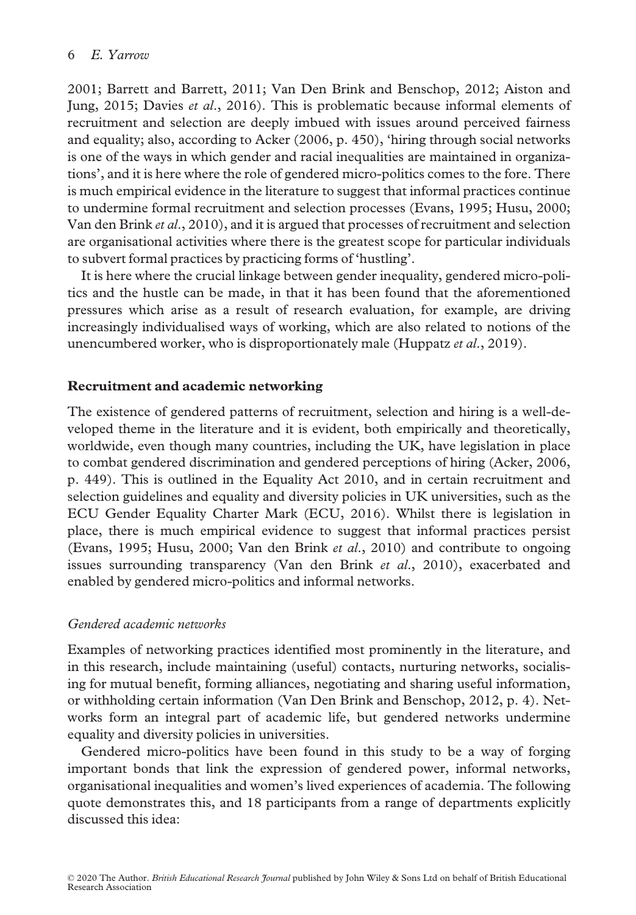2001; Barrett and Barrett, 2011; Van Den Brink and Benschop, 2012; Aiston and Jung, 2015; Davies *et al*., 2016). This is problematic because informal elements of recruitment and selection are deeply imbued with issues around perceived fairness and equality; also, according to Acker (2006, p. 450), 'hiring through social networks is one of the ways in which gender and racial inequalities are maintained in organizations', and it is here where the role of gendered micro-politics comes to the fore. There is much empirical evidence in the literature to suggest that informal practices continue to undermine formal recruitment and selection processes (Evans, 1995; Husu, 2000; Van den Brink *et al*., 2010), and it is argued that processes of recruitment and selection are organisational activities where there is the greatest scope for particular individuals to subvert formal practices by practicing forms of 'hustling'.

It is here where the crucial linkage between gender inequality, gendered micro-politics and the hustle can be made, in that it has been found that the aforementioned pressures which arise as a result of research evaluation, for example, are driving increasingly individualised ways of working, which are also related to notions of the unencumbered worker, who is disproportionately male (Huppatz *et al*., 2019).

## Recruitment and academic networking

The existence of gendered patterns of recruitment, selection and hiring is a well-developed theme in the literature and it is evident, both empirically and theoretically, worldwide, even though many countries, including the UK, have legislation in place to combat gendered discrimination and gendered perceptions of hiring (Acker, 2006, p. 449). This is outlined in the Equality Act 2010, and in certain recruitment and selection guidelines and equality and diversity policies in UK universities, such as the ECU Gender Equality Charter Mark (ECU, 2016). Whilst there is legislation in place, there is much empirical evidence to suggest that informal practices persist (Evans, 1995; Husu, 2000; Van den Brink *et al*., 2010) and contribute to ongoing issues surrounding transparency (Van den Brink *et al*., 2010), exacerbated and enabled by gendered micro-politics and informal networks.

### *Gendered academic networks*

Examples of networking practices identified most prominently in the literature, and in this research, include maintaining (useful) contacts, nurturing networks, socialising for mutual benefit, forming alliances, negotiating and sharing useful information, or withholding certain information (Van Den Brink and Benschop, 2012, p. 4). Networks form an integral part of academic life, but gendered networks undermine equality and diversity policies in universities.

Gendered micro-politics have been found in this study to be a way of forging important bonds that link the expression of gendered power, informal networks, organisational inequalities and women's lived experiences of academia. The following quote demonstrates this, and 18 participants from a range of departments explicitly discussed this idea: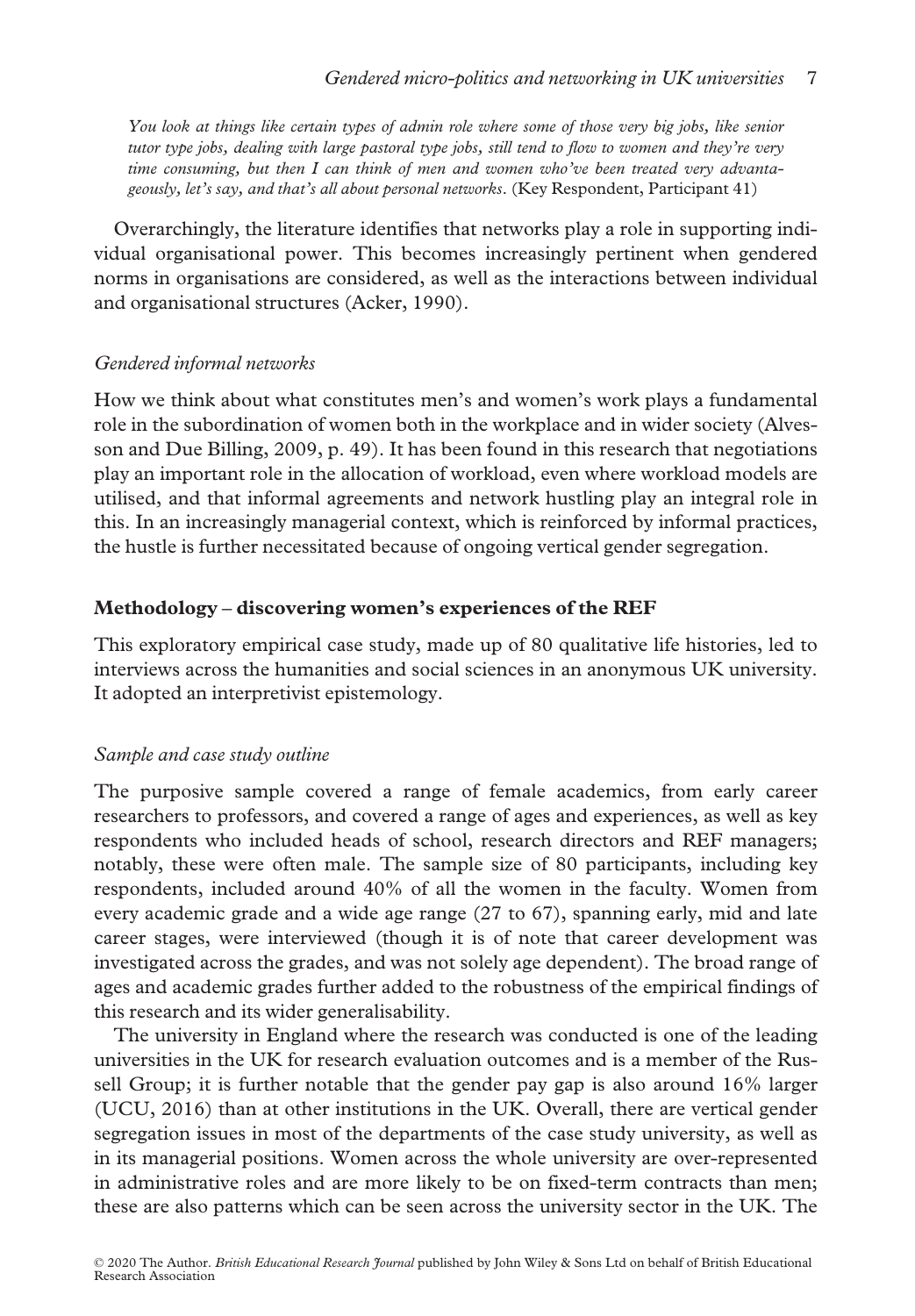*You look at things like certain types of admin role where some of those very big jobs, like senior tutor type jobs, dealing with large pastoral type jobs, still tend to flow to women and they're very time consuming, but then I can think of men and women who've been treated very advantageously, let's say, and that's all about personal networks*. (Key Respondent, Participant 41)

Overarchingly, the literature identifies that networks play a role in supporting individual organisational power. This becomes increasingly pertinent when gendered norms in organisations are considered, as well as the interactions between individual and organisational structures (Acker, 1990).

### *Gendered informal networks*

How we think about what constitutes men's and women's work plays a fundamental role in the subordination of women both in the workplace and in wider society (Alvesson and Due Billing, 2009, p. 49). It has been found in this research that negotiations play an important role in the allocation of workload, even where workload models are utilised, and that informal agreements and network hustling play an integral role in this. In an increasingly managerial context, which is reinforced by informal practices, the hustle is further necessitated because of ongoing vertical gender segregation.

## Methodology – discovering women's experiences of the REF

This exploratory empirical case study, made up of 80 qualitative life histories, led to interviews across the humanities and social sciences in an anonymous UK university. It adopted an interpretivist epistemology.

### *Sample and case study outline*

The purposive sample covered a range of female academics, from early career researchers to professors, and covered a range of ages and experiences, as well as key respondents who included heads of school, research directors and REF managers; notably, these were often male. The sample size of 80 participants, including key respondents, included around 40% of all the women in the faculty. Women from every academic grade and a wide age range (27 to 67), spanning early, mid and late career stages, were interviewed (though it is of note that career development was investigated across the grades, and was not solely age dependent). The broad range of ages and academic grades further added to the robustness of the empirical findings of this research and its wider generalisability.

The university in England where the research was conducted is one of the leading universities in the UK for research evaluation outcomes and is a member of the Russell Group; it is further notable that the gender pay gap is also around 16% larger (UCU, 2016) than at other institutions in the UK. Overall, there are vertical gender segregation issues in most of the departments of the case study university, as well as in its managerial positions. Women across the whole university are over-represented in administrative roles and are more likely to be on fixed-term contracts than men; these are also patterns which can be seen across the university sector in the UK. The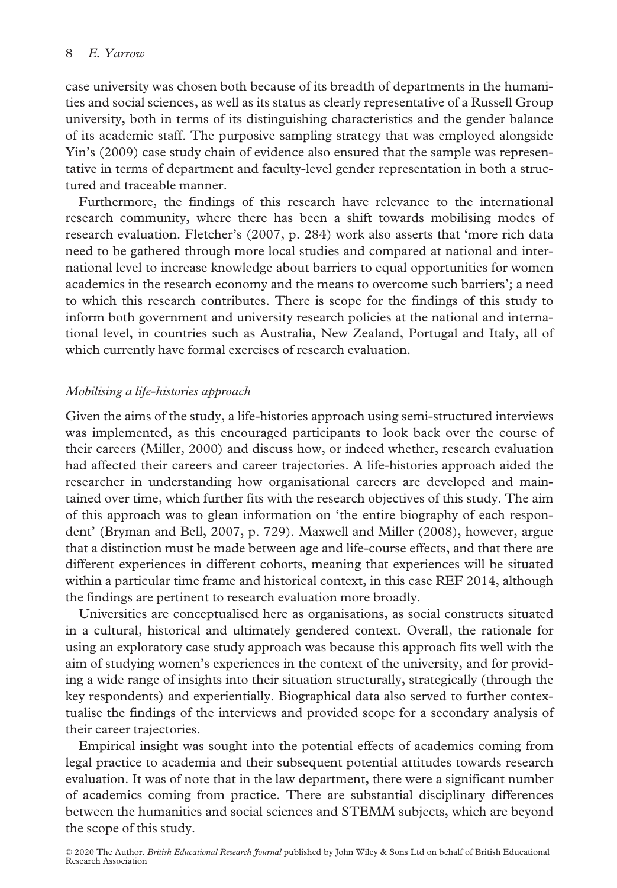case university was chosen both because of its breadth of departments in the humanities and social sciences, as well as its status as clearly representative of a Russell Group university, both in terms of its distinguishing characteristics and the gender balance of its academic staff. The purposive sampling strategy that was employed alongside Yin's (2009) case study chain of evidence also ensured that the sample was representative in terms of department and faculty-level gender representation in both a structured and traceable manner.

Furthermore, the findings of this research have relevance to the international research community, where there has been a shift towards mobilising modes of research evaluation. Fletcher's (2007, p. 284) work also asserts that 'more rich data need to be gathered through more local studies and compared at national and international level to increase knowledge about barriers to equal opportunities for women academics in the research economy and the means to overcome such barriers'; a need to which this research contributes. There is scope for the findings of this study to inform both government and university research policies at the national and international level, in countries such as Australia, New Zealand, Portugal and Italy, all of which currently have formal exercises of research evaluation.

### *Mobilising a life-histories approach*

Given the aims of the study, a life-histories approach using semi-structured interviews was implemented, as this encouraged participants to look back over the course of their careers (Miller, 2000) and discuss how, or indeed whether, research evaluation had affected their careers and career trajectories. A life-histories approach aided the researcher in understanding how organisational careers are developed and maintained over time, which further fits with the research objectives of this study. The aim of this approach was to glean information on 'the entire biography of each respondent' (Bryman and Bell, 2007, p. 729). Maxwell and Miller (2008), however, argue that a distinction must be made between age and life-course effects, and that there are different experiences in different cohorts, meaning that experiences will be situated within a particular time frame and historical context, in this case REF 2014, although the findings are pertinent to research evaluation more broadly.

Universities are conceptualised here as organisations, as social constructs situated in a cultural, historical and ultimately gendered context. Overall, the rationale for using an exploratory case study approach was because this approach fits well with the aim of studying women's experiences in the context of the university, and for providing a wide range of insights into their situation structurally, strategically (through the key respondents) and experientially. Biographical data also served to further contextualise the findings of the interviews and provided scope for a secondary analysis of their career trajectories.

Empirical insight was sought into the potential effects of academics coming from legal practice to academia and their subsequent potential attitudes towards research evaluation. It was of note that in the law department, there were a significant number of academics coming from practice. There are substantial disciplinary differences between the humanities and social sciences and STEMM subjects, which are beyond the scope of this study.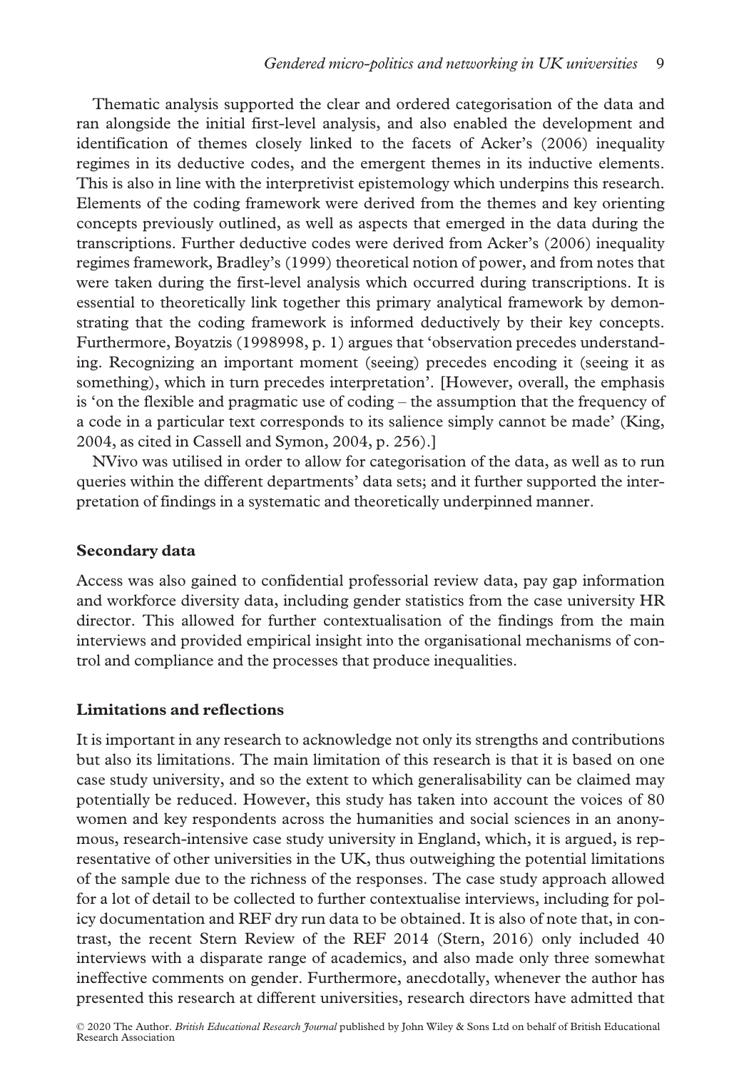Thematic analysis supported the clear and ordered categorisation of the data and ran alongside the initial first-level analysis, and also enabled the development and identification of themes closely linked to the facets of Acker's (2006) inequality regimes in its deductive codes, and the emergent themes in its inductive elements. This is also in line with the interpretivist epistemology which underpins this research. Elements of the coding framework were derived from the themes and key orienting concepts previously outlined, as well as aspects that emerged in the data during the transcriptions. Further deductive codes were derived from Acker's (2006) inequality regimes framework, Bradley's (1999) theoretical notion of power, and from notes that were taken during the first-level analysis which occurred during transcriptions. It is essential to theoretically link together this primary analytical framework by demonstrating that the coding framework is informed deductively by their key concepts. Furthermore, Boyatzis (1998998, p. 1) argues that 'observation precedes understanding. Recognizing an important moment (seeing) precedes encoding it (seeing it as something), which in turn precedes interpretation'. [However, overall, the emphasis is 'on the flexible and pragmatic use of coding – the assumption that the frequency of a code in a particular text corresponds to its salience simply cannot be made' (King, 2004, as cited in Cassell and Symon, 2004, p. 256).]

NVivo was utilised in order to allow for categorisation of the data, as well as to run queries within the different departments' data sets; and it further supported the interpretation of findings in a systematic and theoretically underpinned manner.

### Secondary data

Access was also gained to confidential professorial review data, pay gap information and workforce diversity data, including gender statistics from the case university HR director. This allowed for further contextualisation of the findings from the main interviews and provided empirical insight into the organisational mechanisms of control and compliance and the processes that produce inequalities.

### Limitations and reflections

It is important in any research to acknowledge not only its strengths and contributions but also its limitations. The main limitation of this research is that it is based on one case study university, and so the extent to which generalisability can be claimed may potentially be reduced. However, this study has taken into account the voices of 80 women and key respondents across the humanities and social sciences in an anonymous, research-intensive case study university in England, which, it is argued, is representative of other universities in the UK, thus outweighing the potential limitations of the sample due to the richness of the responses. The case study approach allowed for a lot of detail to be collected to further contextualise interviews, including for policy documentation and REF dry run data to be obtained. It is also of note that, in contrast, the recent Stern Review of the REF 2014 (Stern, 2016) only included 40 interviews with a disparate range of academics, and also made only three somewhat ineffective comments on gender. Furthermore, anecdotally, whenever the author has presented this research at different universities, research directors have admitted that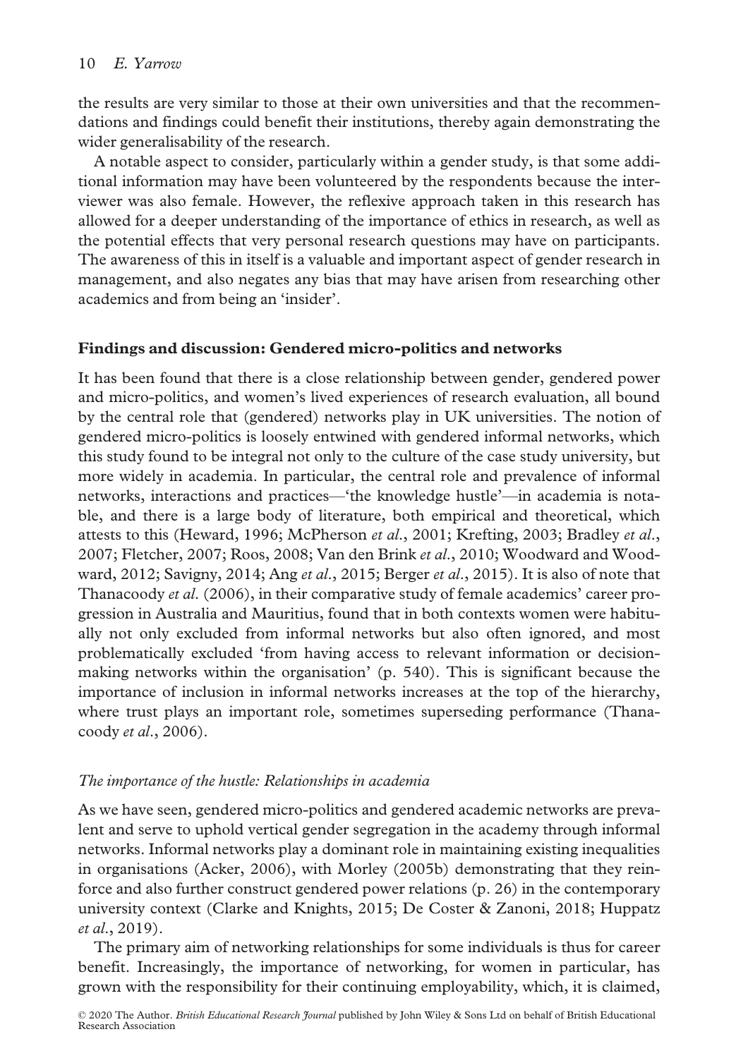the results are very similar to those at their own universities and that the recommendations and findings could benefit their institutions, thereby again demonstrating the wider generalisability of the research.

A notable aspect to consider, particularly within a gender study, is that some additional information may have been volunteered by the respondents because the interviewer was also female. However, the reflexive approach taken in this research has allowed for a deeper understanding of the importance of ethics in research, as well as the potential effects that very personal research questions may have on participants. The awareness of this in itself is a valuable and important aspect of gender research in management, and also negates any bias that may have arisen from researching other academics and from being an 'insider'.

## Findings and discussion: Gendered micro-politics and networks

It has been found that there is a close relationship between gender, gendered power and micro-politics, and women's lived experiences of research evaluation, all bound by the central role that (gendered) networks play in UK universities. The notion of gendered micro-politics is loosely entwined with gendered informal networks, which this study found to be integral not only to the culture of the case study university, but more widely in academia. In particular, the central role and prevalence of informal networks, interactions and practices—'the knowledge hustle'—in academia is notable, and there is a large body of literature, both empirical and theoretical, which attests to this (Heward, 1996; McPherson *et al*., 2001; Krefting, 2003; Bradley *et al*., 2007; Fletcher, 2007; Roos, 2008; Van den Brink *et al*., 2010; Woodward and Woodward, 2012; Savigny, 2014; Ang *et al*., 2015; Berger *et al*., 2015). It is also of note that Thanacoody *et al*. (2006), in their comparative study of female academics' career progression in Australia and Mauritius, found that in both contexts women were habitually not only excluded from informal networks but also often ignored, and most problematically excluded 'from having access to relevant information or decision-making networks within the organisation' (p. 540). This is significant because the importance of inclusion in informal networks increases at the top of the hierarchy, where trust plays an important role, sometimes superseding performance (Thanacoody *et al*., 2006).

### *The importance of the hustle: Relationships in academia*

As we have seen, gendered micro-politics and gendered academic networks are prevalent and serve to uphold vertical gender segregation in the academy through informal networks. Informal networks play a dominant role in maintaining existing inequalities in organisations (Acker, 2006), with Morley (2005b) demonstrating that they reinforce and also further construct gendered power relations (p. 26) in the contemporary university context (Clarke and Knights, 2015; De Coster & Zanoni, 2018; Huppatz *et al*., 2019).

The primary aim of networking relationships for some individuals is thus for career benefit. Increasingly, the importance of networking, for women in particular, has grown with the responsibility for their continuing employability, which, it is claimed,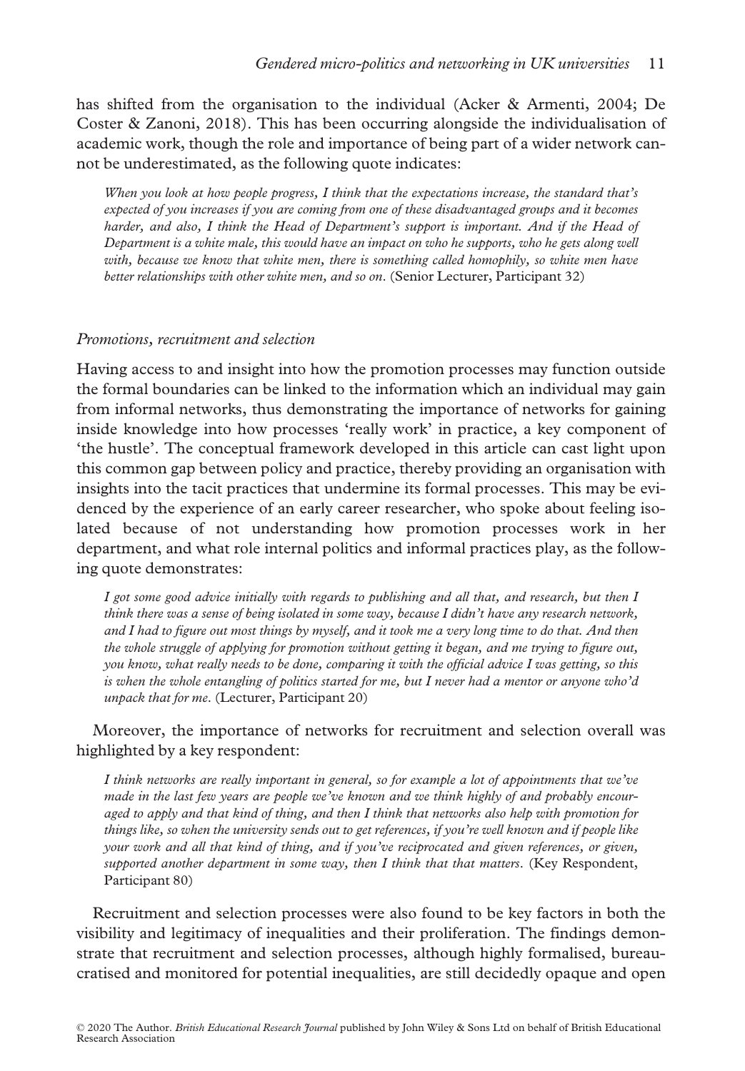has shifted from the organisation to the individual (Acker & Armenti, 2004; De Coster & Zanoni, 2018). This has been occurring alongside the individualisation of academic work, though the role and importance of being part of a wider network cannot be underestimated, as the following quote indicates:

> *When you look at how people progress, I think that the expectations increase, the standard that's expected of you increases if you are coming from one of these disadvantaged groups and it becomes harder, and also, I think the Head of Department's support is important. And if the Head of Department is a white male, this would have an impact on who he supports, who he gets along well with, because we know that white men, there is something called homophily, so white men have better relationships with other white men, and so on.* (Senior Lecturer, Participant 32)

### *Promotions, recruitment and selection*

Having access to and insight into how the promotion processes may function outside the formal boundaries can be linked to the information which an individual may gain from informal networks, thus demonstrating the importance of networks for gaining inside knowledge into how processes 'really work' in practice, a key component of 'the hustle'. The conceptual framework developed in this article can cast light upon this common gap between policy and practice, thereby providing an organisation with insights into the tacit practices that undermine its formal processes. This may be evidenced by the experience of an early career researcher, who spoke about feeling isolated because of not understanding how promotion processes work in her department, and what role internal politics and informal practices play, as the following quote demonstrates:

> *I got some good advice initially with regards to publishing and all that, and research, but then I think there was a sense of being isolated in some way, because I didn't have any research network, and I had to figure out most things by myself, and it took me a very long time to do that. And then the whole struggle of applying for promotion without getting it began, and me trying to figure out, you know, what really needs to be done, comparing it with the official advice I was getting, so this is when the whole entangling of politics started for me, but I never had a mentor or anyone who'd unpack that for me.* (Lecturer, Participant 20)

Moreover, the importance of networks for recruitment and selection overall was highlighted by a key respondent:

> *I think networks are really important in general, so for example a lot of appointments that we've made in the last few years are people we've known and we think highly of and probably encouraged to apply and that kind of thing, and then I think that networks also help with promotion for things like, so when the university sends out to get references, if you're well known and if people like your work and all that kind of thing, and if you've reciprocated and given references, or given, supported another department in some way, then I think that that matters.* (Key Respondent, Participant 80)

Recruitment and selection processes were also found to be key factors in both the visibility and legitimacy of inequalities and their proliferation. The findings demonstrate that recruitment and selection processes, although highly formalised, bureaucratised and monitored for potential inequalities, are still decidedly opaque and open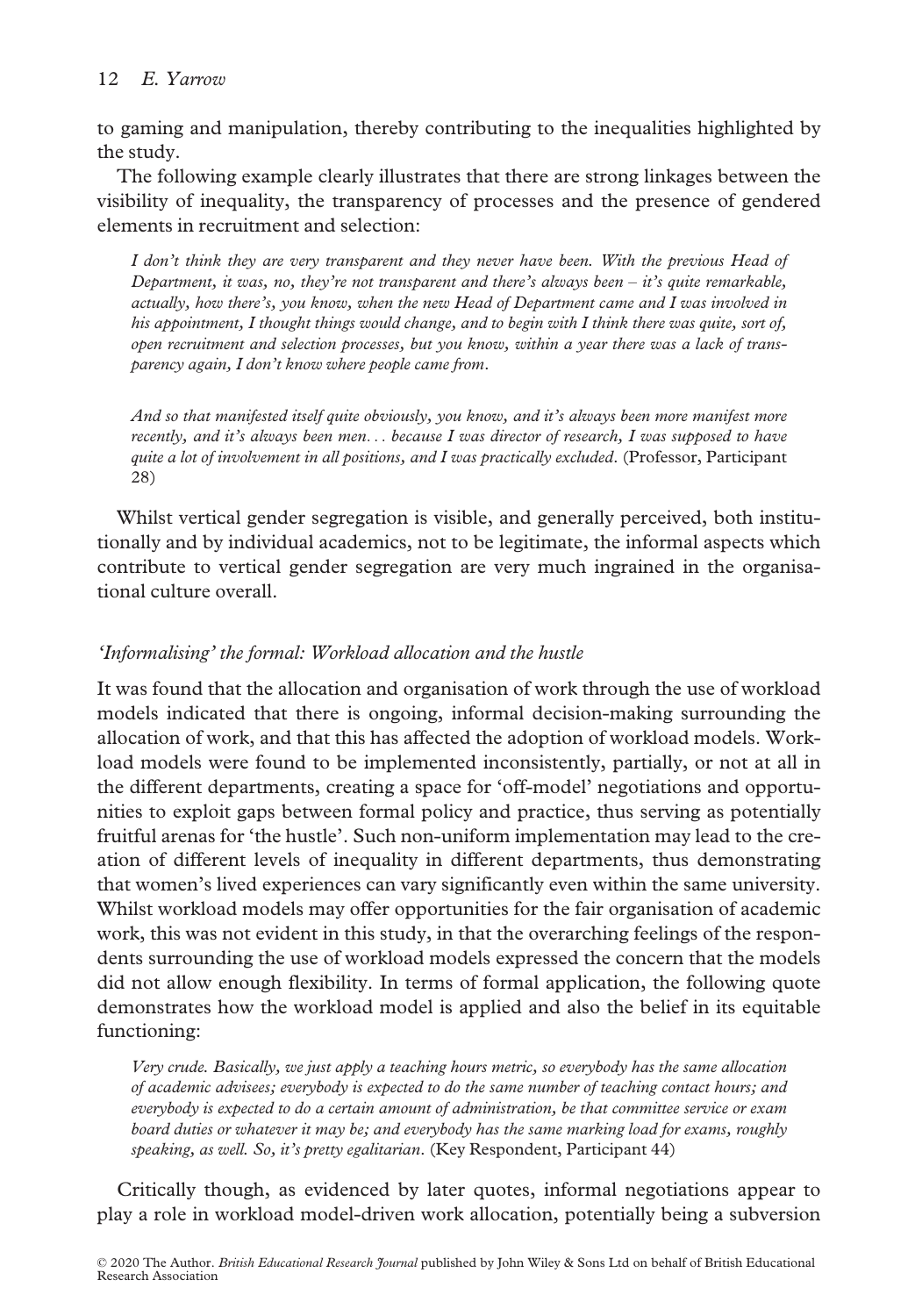to gaming and manipulation, thereby contributing to the inequalities highlighted by the study.

The following example clearly illustrates that there are strong linkages between the visibility of inequality, the transparency of processes and the presence of gendered elements in recruitment and selection:

> *I don't think they are very transparent and they never have been. With the previous Head of Department, it was, no, they're not transparent and there's always been – it's quite remarkable, actually, how there's, you know, when the new Head of Department came and I was involved in his appointment, I thought things would change, and to begin with I think there was quite, sort of, open recruitment and selection processes, but you know, within a year there was a lack of transparency again, I don't know where people came from.*
>
> *And so that manifested itself quite obviously, you know, and it's always been more manifest more recently, and it's always been men... because I was director of research, I was supposed to have quite a lot of involvement in all positions, and I was practically excluded.* (Professor, Participant 28)

Whilst vertical gender segregation is visible, and generally perceived, both institutionally and by individual academics, not to be legitimate, the informal aspects which contribute to vertical gender segregation are very much ingrained in the organisational culture overall.

### *'Informalising' the formal: Workload allocation and the hustle*

It was found that the allocation and organisation of work through the use of workload models indicated that there is ongoing, informal decision-making surrounding the allocation of work, and that this has affected the adoption of workload models. Workload models were found to be implemented inconsistently, partially, or not at all in the different departments, creating a space for 'off-model' negotiations and opportunities to exploit gaps between formal policy and practice, thus serving as potentially fruitful arenas for 'the hustle'. Such non-uniform implementation may lead to the creation of different levels of inequality in different departments, thus demonstrating that women's lived experiences can vary significantly even within the same university. Whilst workload models may offer opportunities for the fair organisation of academic work, this was not evident in this study, in that the overarching feelings of the respondents surrounding the use of workload models expressed the concern that the models did not allow enough flexibility. In terms of formal application, the following quote demonstrates how the workload model is applied and also the belief in its equitable functioning:

> *Very crude. Basically, we just apply a teaching hours metric, so everybody has the same allocation of academic advisees; everybody is expected to do the same number of teaching contact hours; and everybody is expected to do a certain amount of administration, be that committee service or exam board duties or whatever it may be; and everybody has the same marking load for exams, roughly speaking, as well. So, it's pretty egalitarian.* (Key Respondent, Participant 44)

Critically though, as evidenced by later quotes, informal negotiations appear to play a role in workload model-driven work allocation, potentially being a subversion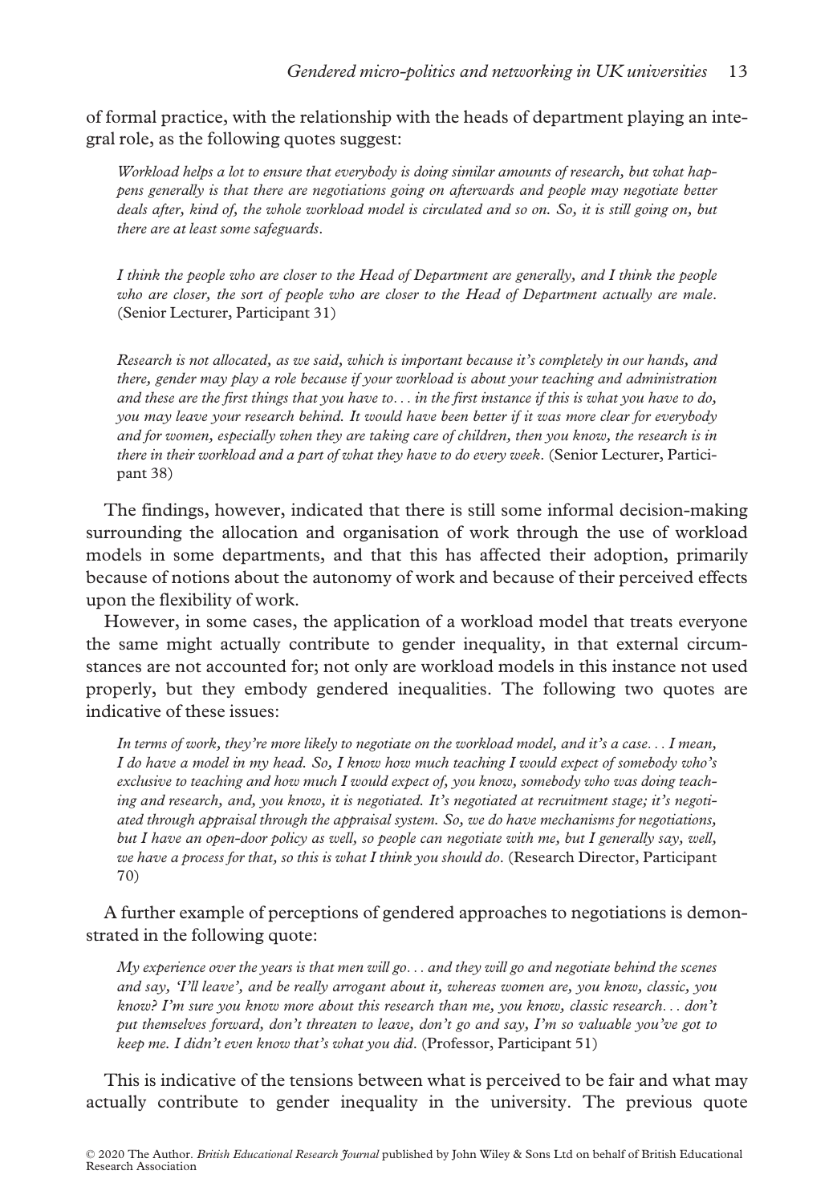of formal practice, with the relationship with the heads of department playing an integral role, as the following quotes suggest:

> *Workload helps a lot to ensure that everybody is doing similar amounts of research, but what happens generally is that there are negotiations going on afterwards and people may negotiate better deals after, kind of, the whole workload model is circulated and so on. So, it is still going on, but there are at least some safeguards.*
>
> *I think the people who are closer to the Head of Department are generally, and I think the people who are closer, the sort of people who are closer to the Head of Department actually are male.* (Senior Lecturer, Participant 31)

> *Research is not allocated, as we said, which is important because it's completely in our hands, and there, gender may play a role because if your workload is about your teaching and administration and these are the first things that you have to… in the first instance if this is what you have to do, you may leave your research behind. It would have been better if it was more clear for everybody and for women, especially when they are taking care of children, then you know, the research is in there in their workload and a part of what they have to do every week.* (Senior Lecturer, Participant 38)

The findings, however, indicated that there is still some informal decision-making surrounding the allocation and organisation of work through the use of workload models in some departments, and that this has affected their adoption, primarily because of notions about the autonomy of work and because of their perceived effects upon the flexibility of work.

However, in some cases, the application of a workload model that treats everyone the same might actually contribute to gender inequality, in that external circumstances are not accounted for; not only are workload models in this instance not used properly, but they embody gendered inequalities. The following two quotes are indicative of these issues:

> *In terms of work, they're more likely to negotiate on the workload model, and it's a case… I mean, I do have a model in my head. So, I know how much teaching I would expect of somebody who's exclusive to teaching and how much I would expect of, you know, somebody who was doing teaching and research, and, you know, it is negotiated. It's negotiated at recruitment stage; it's negotiated through appraisal through the appraisal system. So, we do have mechanisms for negotiations, but I have an open-door policy as well, so people can negotiate with me, but I generally say, well, we have a process for that, so this is what I think you should do.* (Research Director, Participant 70)

A further example of perceptions of gendered approaches to negotiations is demonstrated in the following quote:

> *My experience over the years is that men will go… and they will go and negotiate behind the scenes and say, 'I'll leave', and be really arrogant about it, whereas women are, you know, classic, you know? I'm sure you know more about this research than me, you know, classic research… don't put themselves forward, don't threaten to leave, don't go and say, I'm so valuable you've got to keep me. I didn't even know that's what you did.* (Professor, Participant 51)

This is indicative of the tensions between what is perceived to be fair and what may actually contribute to gender inequality in the university. The previous quote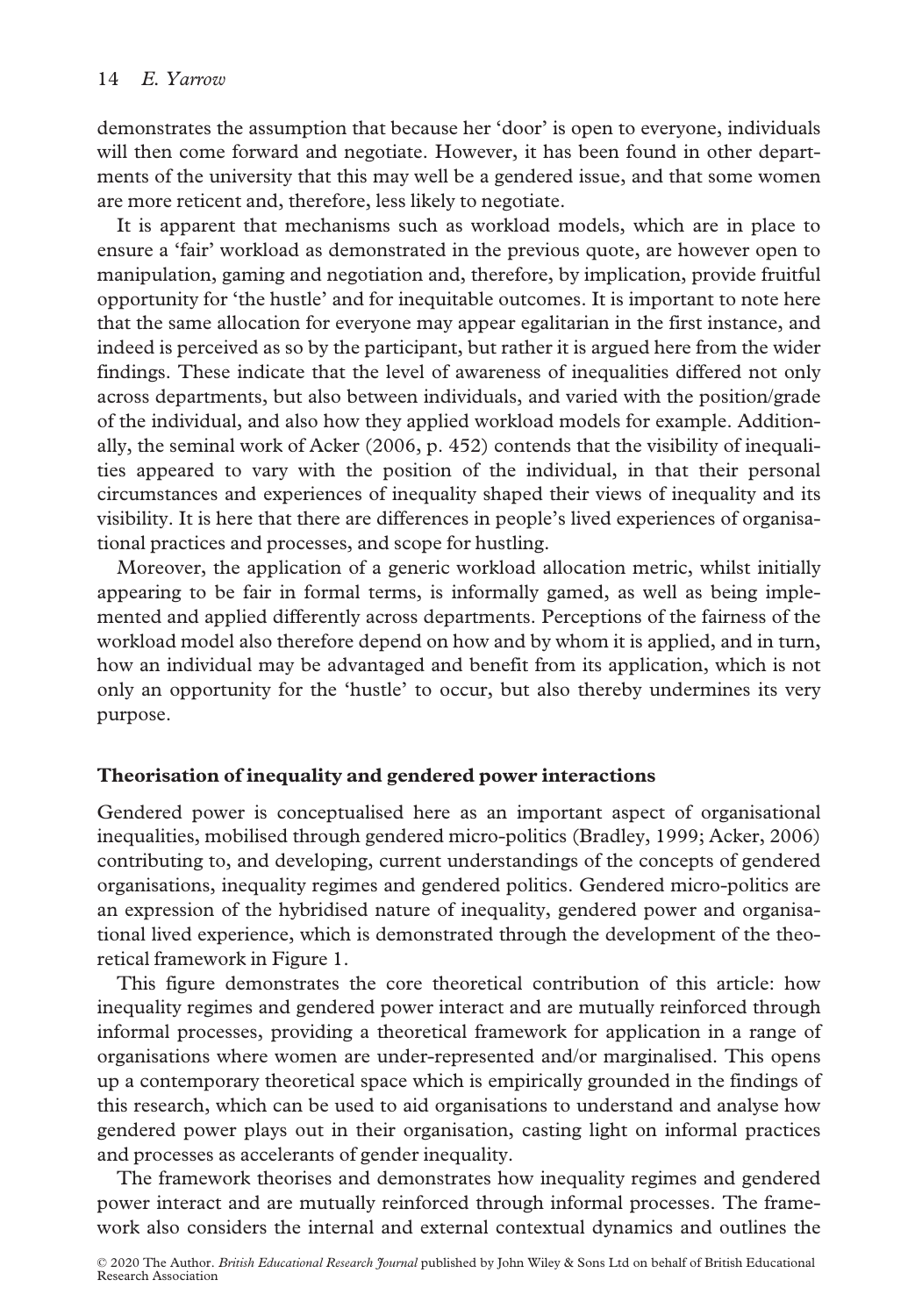demonstrates the assumption that because her 'door' is open to everyone, individuals will then come forward and negotiate. However, it has been found in other departments of the university that this may well be a gendered issue, and that some women are more reticent and, therefore, less likely to negotiate.

It is apparent that mechanisms such as workload models, which are in place to ensure a 'fair' workload as demonstrated in the previous quote, are however open to manipulation, gaming and negotiation and, therefore, by implication, provide fruitful opportunity for 'the hustle' and for inequitable outcomes. It is important to note here that the same allocation for everyone may appear egalitarian in the first instance, and indeed is perceived as so by the participant, but rather it is argued here from the wider findings. These indicate that the level of awareness of inequalities differed not only across departments, but also between individuals, and varied with the position/grade of the individual, and also how they applied workload models for example. Additionally, the seminal work of Acker (2006, p. 452) contends that the visibility of inequalities appeared to vary with the position of the individual, in that their personal circumstances and experiences of inequality shaped their views of inequality and its visibility. It is here that there are differences in people's lived experiences of organisational practices and processes, and scope for hustling.

Moreover, the application of a generic workload allocation metric, whilst initially appearing to be fair in formal terms, is informally gamed, as well as being implemented and applied differently across departments. Perceptions of the fairness of the workload model also therefore depend on how and by whom it is applied, and in turn, how an individual may be advantaged and benefit from its application, which is not only an opportunity for the 'hustle' to occur, but also thereby undermines its very purpose.

## Theorisation of inequality and gendered power interactions

Gendered power is conceptualised here as an important aspect of organisational inequalities, mobilised through gendered micro-politics (Bradley, 1999; Acker, 2006) contributing to, and developing, current understandings of the concepts of gendered organisations, inequality regimes and gendered politics. Gendered micro-politics are an expression of the hybridised nature of inequality, gendered power and organisational lived experience, which is demonstrated through the development of the theoretical framework in Figure 1.

This figure demonstrates the core theoretical contribution of this article: how inequality regimes and gendered power interact and are mutually reinforced through informal processes, providing a theoretical framework for application in a range of organisations where women are under-represented and/or marginalised. This opens up a contemporary theoretical space which is empirically grounded in the findings of this research, which can be used to aid organisations to understand and analyse how gendered power plays out in their organisation, casting light on informal practices and processes as accelerants of gender inequality.

The framework theorises and demonstrates how inequality regimes and gendered power interact and are mutually reinforced through informal processes. The framework also considers the internal and external contextual dynamics and outlines the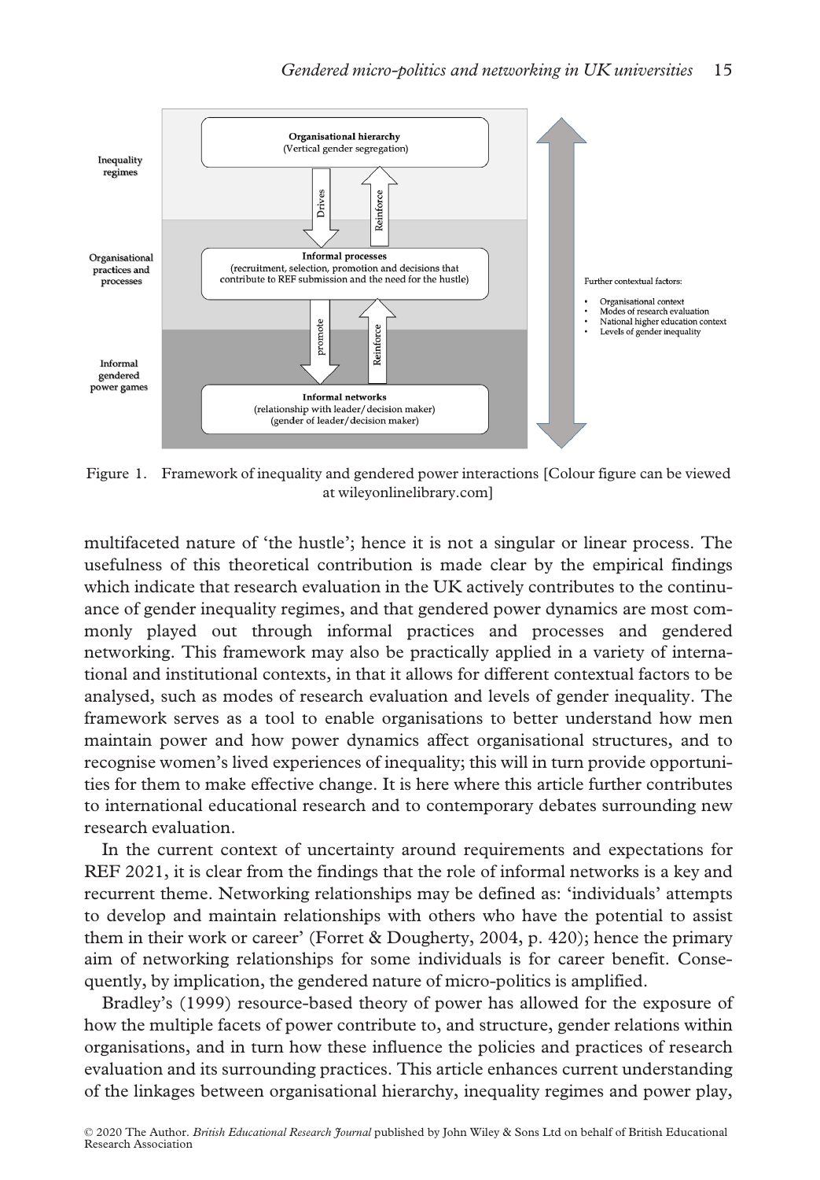Figure 1. Framework of inequality and gendered power interactions [Colour figure can be viewed at wileyonlinelibrary.com]

multifaceted nature of 'the hustle'; hence it is not a singular or linear process. The usefulness of this theoretical contribution is made clear by the empirical findings which indicate that research evaluation in the UK actively contributes to the continuance of gender inequality regimes, and that gendered power dynamics are most commonly played out through informal practices and processes and gendered networking. This framework may also be practically applied in a variety of international and institutional contexts, in that it allows for different contextual factors to be analysed, such as modes of research evaluation and levels of gender inequality. The framework serves as a tool to enable organisations to better understand how men maintain power and how power dynamics affect organisational structures, and to recognise women's lived experiences of inequality; this will in turn provide opportunities for them to make effective change. It is here where this article further contributes to international educational research and to contemporary debates surrounding new research evaluation.

In the current context of uncertainty around requirements and expectations for REF 2021, it is clear from the findings that the role of informal networks is a key and recurrent theme. Networking relationships may be defined as: 'individuals' attempts to develop and maintain relationships with others who have the potential to assist them in their work or career' (Forret & Dougherty, 2004, p. 420); hence the primary aim of networking relationships for some individuals is for career benefit. Consequently, by implication, the gendered nature of micro-politics is amplified.

Bradley's (1999) resource-based theory of power has allowed for the exposure of how the multiple facets of power contribute to, and structure, gender relations within organisations, and in turn how these influence the policies and practices of research evaluation and its surrounding practices. This article enhances current understanding of the linkages between organisational hierarchy, inequality regimes and power play,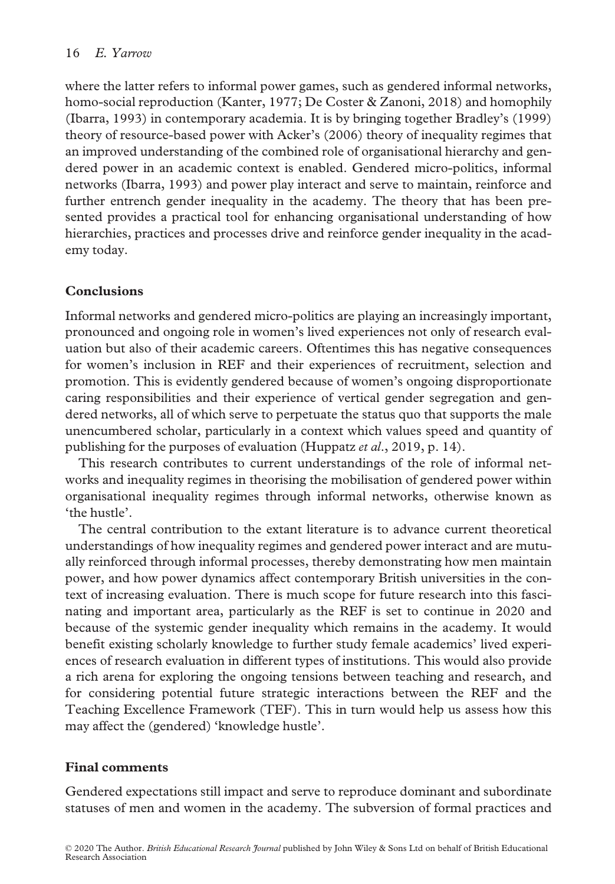where the latter refers to informal power games, such as gendered informal networks, homo-social reproduction (Kanter, 1977; De Coster & Zanoni, 2018) and homophily (Ibarra, 1993) in contemporary academia. It is by bringing together Bradley's (1999) theory of resource-based power with Acker's (2006) theory of inequality regimes that an improved understanding of the combined role of organisational hierarchy and gendered power in an academic context is enabled. Gendered micro-politics, informal networks (Ibarra, 1993) and power play interact and serve to maintain, reinforce and further entrench gender inequality in the academy. The theory that has been presented provides a practical tool for enhancing organisational understanding of how hierarchies, practices and processes drive and reinforce gender inequality in the academy today.

## Conclusions

Informal networks and gendered micro-politics are playing an increasingly important, pronounced and ongoing role in women's lived experiences not only of research evaluation but also of their academic careers. Oftentimes this has negative consequences for women's inclusion in REF and their experiences of recruitment, selection and promotion. This is evidently gendered because of women's ongoing disproportionate caring responsibilities and their experience of vertical gender segregation and gendered networks, all of which serve to perpetuate the status quo that supports the male unencumbered scholar, particularly in a context which values speed and quantity of publishing for the purposes of evaluation (Huppatz *et al.*, 2019, p. 14).

This research contributes to current understandings of the role of informal networks and inequality regimes in theorising the mobilisation of gendered power within organisational inequality regimes through informal networks, otherwise known as 'the hustle'.

The central contribution to the extant literature is to advance current theoretical understandings of how inequality regimes and gendered power interact and are mutually reinforced through informal processes, thereby demonstrating how men maintain power, and how power dynamics affect contemporary British universities in the context of increasing evaluation. There is much scope for future research into this fascinating and important area, particularly as the REF is set to continue in 2020 and because of the systemic gender inequality which remains in the academy. It would benefit existing scholarly knowledge to further study female academics' lived experiences of research evaluation in different types of institutions. This would also provide a rich arena for exploring the ongoing tensions between teaching and research, and for considering potential future strategic interactions between the REF and the Teaching Excellence Framework (TEF). This in turn would help us assess how this may affect the (gendered) 'knowledge hustle'.

## Final comments

Gendered expectations still impact and serve to reproduce dominant and subordinate statuses of men and women in the academy. The subversion of formal practices and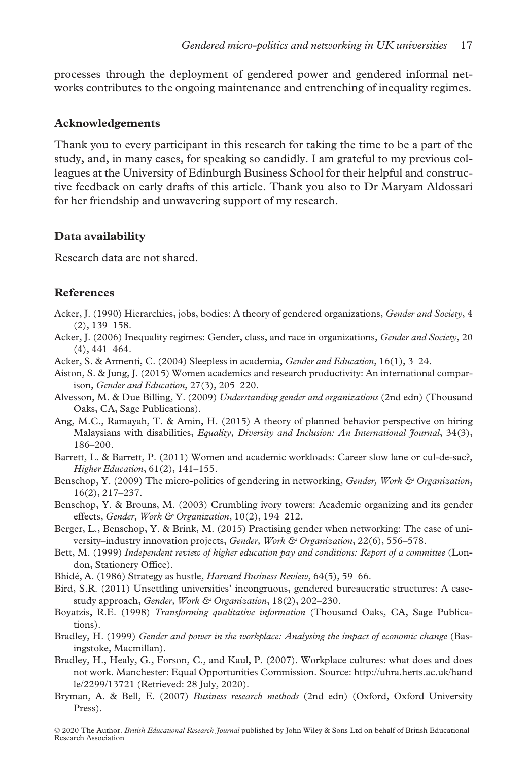processes through the deployment of gendered power and gendered informal networks contributes to the ongoing maintenance and entrenching of inequality regimes.

## Acknowledgements

Thank you to every participant in this research for taking the time to be a part of the study, and, in many cases, for speaking so candidly. I am grateful to my previous colleagues at the University of Edinburgh Business School for their helpful and constructive feedback on early drafts of this article. Thank you also to Dr Maryam Aldossari for her friendship and unwavering support of my research.

## Data availability

Research data are not shared.

## References

Acker, J. (1990) Hierarchies, jobs, bodies: A theory of gendered organizations, *Gender and Society*, 4 (2), 139–158.

Acker, J. (2006) Inequality regimes: Gender, class, and race in organizations, *Gender and Society*, 20 (4), 441–464.

Acker, S. & Armenti, C. (2004) Sleepless in academia, *Gender and Education*, 16(1), 3–24.

Aiston, S. & Jung, J. (2015) Women academics and research productivity: An international comparison, *Gender and Education*, 27(3), 205–220.

Alvesson, M. & Due Billing, Y. (2009) *Understanding gender and organizations* (2nd edn) (Thousand Oaks, CA, Sage Publications).

Ang, M.C., Ramayah, T. & Amin, H. (2015) A theory of planned behavior perspective on hiring Malaysians with disabilities, *Equality, Diversity and Inclusion: An International Journal*, 34(3), 186–200.

Barrett, L. & Barrett, P. (2011) Women and academic workloads: Career slow lane or cul-de-sac?, *Higher Education*, 61(2), 141–155.

Benschop, Y. (2009) The micro-politics of gendering in networking, *Gender, Work & Organization*, 16(2), 217–237.

Benschop, Y. & Brouns, M. (2003) Crumbling ivory towers: Academic organizing and its gender effects, *Gender, Work & Organization*, 10(2), 194–212.

Berger, L., Benschop, Y. & Brink, M. (2015) Practising gender when networking: The case of university–industry innovation projects, *Gender, Work & Organization*, 22(6), 556–578.

Bett, M. (1999) *Independent review of higher education pay and conditions: Report of a committee* (London, Stationery Office).

Bhidé, A. (1986) Strategy as hustle, *Harvard Business Review*, 64(5), 59–66.

Bird, S.R. (2011) Unsettling universities' incongruous, gendered bureaucratic structures: A case-study approach, *Gender, Work & Organization*, 18(2), 202–230.

Boyatzis, R.E. (1998) *Transforming qualitative information* (Thousand Oaks, CA, Sage Publications).

Bradley, H. (1999) *Gender and power in the workplace: Analysing the impact of economic change* (Basingstoke, Macmillan).

Bradley, H., Healy, G., Forson, C., and Kaul, P. (2007). Workplace cultures: what does and does not work. Manchester: Equal Opportunities Commission. Source: http://uhra.herts.ac.uk/handle/2299/13721 (Retrieved: 28 July, 2020).

Bryman, A. & Bell, E. (2007) *Business research methods* (2nd edn) (Oxford, Oxford University Press).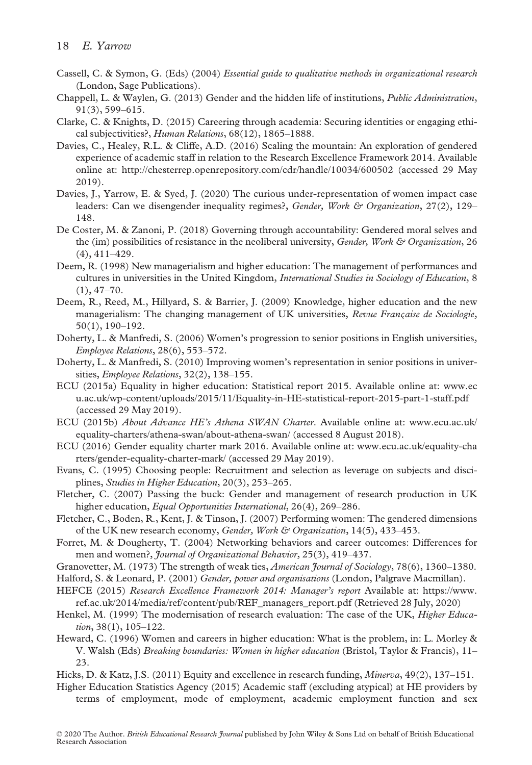Cassell, C. & Symon, G. (Eds) (2004) *Essential guide to qualitative methods in organizational research* (London, Sage Publications).

Chappell, L. & Waylen, G. (2013) Gender and the hidden life of institutions, *Public Administration*, 91(3), 599–615.

Clarke, C. & Knights, D. (2015) Careering through academia: Securing identities or engaging ethical subjectivities?, *Human Relations*, 68(12), 1865–1888.

Davies, C., Healey, R.L. & Cliffe, A.D. (2016) Scaling the mountain: An exploration of gendered experience of academic staff in relation to the Research Excellence Framework 2014. Available online at: http://chesterrep.openrepository.com/cdr/handle/10034/600502 (accessed 29 May 2019).

Davies, J., Yarrow, E. & Syed, J. (2020) The curious under-representation of women impact case leaders: Can we disengender inequality regimes?, *Gender, Work & Organization*, 27(2), 129–148.

De Coster, M. & Zanoni, P. (2018) Governing through accountability: Gendered moral selves and the (im) possibilities of resistance in the neoliberal university, *Gender, Work & Organization*, 26 (4), 411–429.

Deem, R. (1998) New managerialism and higher education: The management of performances and cultures in universities in the United Kingdom, *International Studies in Sociology of Education*, 8 (1), 47–70.

Deem, R., Reed, M., Hillyard, S. & Barrier, J. (2009) Knowledge, higher education and the new managerialism: The changing management of UK universities, *Revue Française de Sociologie*, 50(1), 190–192.

Doherty, L. & Manfredi, S. (2006) Women's progression to senior positions in English universities, *Employee Relations*, 28(6), 553–572.

Doherty, L. & Manfredi, S. (2010) Improving women's representation in senior positions in universities, *Employee Relations*, 32(2), 138–155.

ECU (2015a) Equality in higher education: Statistical report 2015. Available online at: www.ecu.ac.uk/wp-content/uploads/2015/11/Equality-in-HE-statistical-report-2015-part-1-staff.pdf (accessed 29 May 2019).

ECU (2015b) *About Advance HE's Athena SWAN Charter*. Available online at: www.ecu.ac.uk/equality-charters/athena-swan/about-athena-swan/ (accessed 8 August 2018).

ECU (2016) Gender equality charter mark 2016. Available online at: www.ecu.ac.uk/equality-charters/gender-equality-charter-mark/ (accessed 29 May 2019).

Evans, C. (1995) Choosing people: Recruitment and selection as leverage on subjects and disciplines, *Studies in Higher Education*, 20(3), 253–265.

Fletcher, C. (2007) Passing the buck: Gender and management of research production in UK higher education, *Equal Opportunities International*, 26(4), 269–286.

Fletcher, C., Boden, R., Kent, J. & Tinson, J. (2007) Performing women: The gendered dimensions of the UK new research economy, *Gender, Work & Organization*, 14(5), 433–453.

Forret, M. & Dougherty, T. (2004) Networking behaviors and career outcomes: Differences for men and women?, *Journal of Organizational Behavior*, 25(3), 419–437.

Granovetter, M. (1973) The strength of weak ties, *American Journal of Sociology*, 78(6), 1360–1380.

Halford, S. & Leonard, P. (2001) *Gender, power and organisations* (London, Palgrave Macmillan).

HEFCE (2015) *Research Excellence Framework 2014: Manager's report* Available at: https://www.ref.ac.uk/2014/media/ref/content/pub/REF_managers_report.pdf (Retrieved 28 July, 2020)

Henkel, M. (1999) The modernisation of research evaluation: The case of the UK, *Higher Education*, 38(1), 105–122.

Heward, C. (1996) Women and careers in higher education: What is the problem, in: L. Morley & V. Walsh (Eds) *Breaking boundaries: Women in higher education* (Bristol, Taylor & Francis), 11–23.

Hicks, D. & Katz, J.S. (2011) Equity and excellence in research funding, *Minerva*, 49(2), 137–151.

Higher Education Statistics Agency (2015) Academic staff (excluding atypical) at HE providers by terms of employment, mode of employment, academic employment function and sex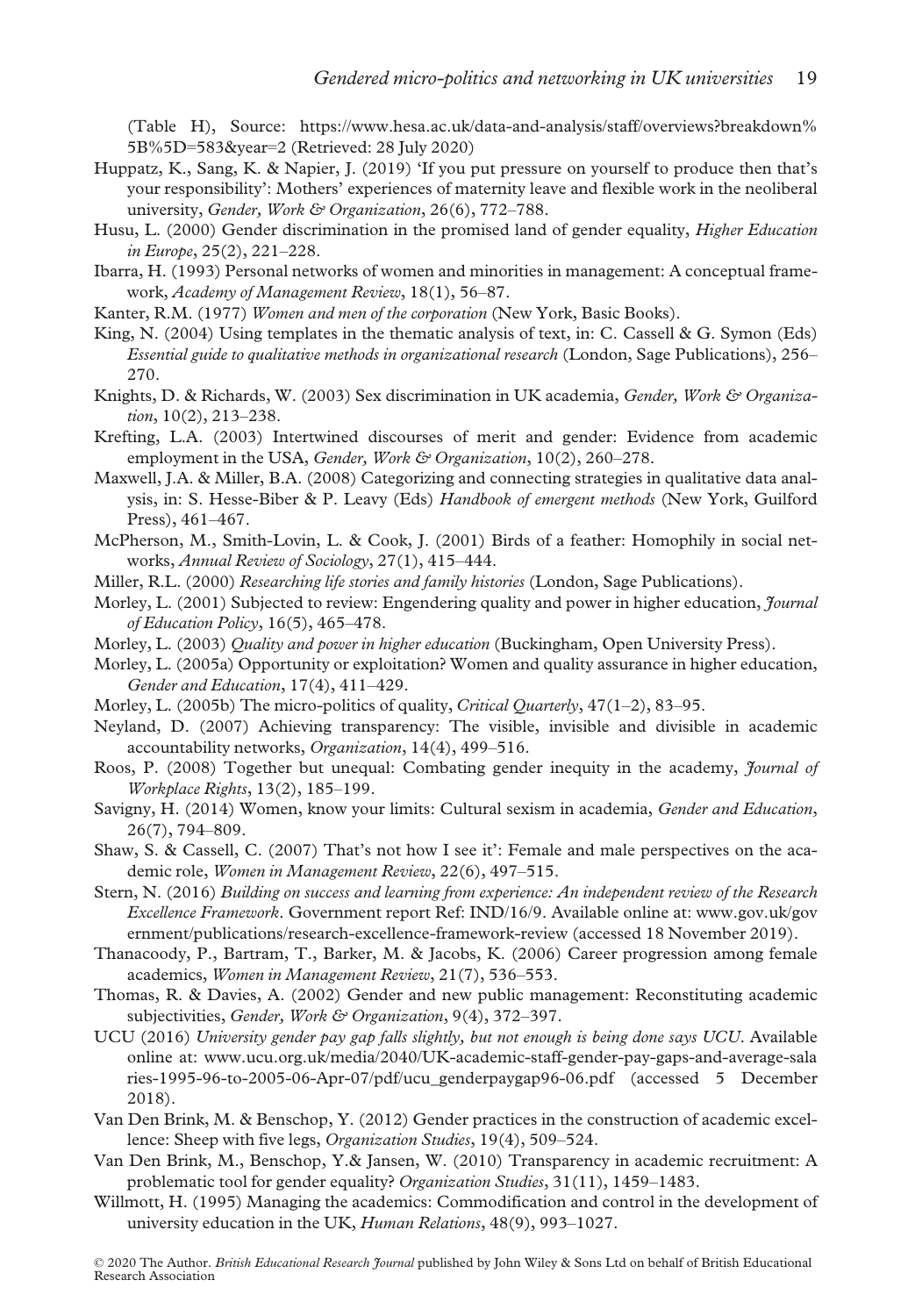(Table H), Source: https://www.hesa.ac.uk/data-and-analysis/staff/overviews?breakdown%5B%5D=583&year=2 (Retrieved: 28 July 2020)

Huppatz, K., Sang, K. & Napier, J. (2019) 'If you put pressure on yourself to produce then that's your responsibility': Mothers' experiences of maternity leave and flexible work in the neoliberal university, *Gender, Work & Organization*, 26(6), 772–788.

Husu, L. (2000) Gender discrimination in the promised land of gender equality, *Higher Education in Europe*, 25(2), 221–228.

Ibarra, H. (1993) Personal networks of women and minorities in management: A conceptual framework, *Academy of Management Review*, 18(1), 56–87.

Kanter, R.M. (1977) *Women and men of the corporation* (New York, Basic Books).

King, N. (2004) Using templates in the thematic analysis of text, in: C. Cassell & G. Symon (Eds) *Essential guide to qualitative methods in organizational research* (London, Sage Publications), 256–270.

Knights, D. & Richards, W. (2003) Sex discrimination in UK academia, *Gender, Work & Organization*, 10(2), 213–238.

Krefting, L.A. (2003) Intertwined discourses of merit and gender: Evidence from academic employment in the USA, *Gender, Work & Organization*, 10(2), 260–278.

Maxwell, J.A. & Miller, B.A. (2008) Categorizing and connecting strategies in qualitative data analysis, in: S. Hesse-Biber & P. Leavy (Eds) *Handbook of emergent methods* (New York, Guilford Press), 461–467.

McPherson, M., Smith-Lovin, L. & Cook, J. (2001) Birds of a feather: Homophily in social networks, *Annual Review of Sociology*, 27(1), 415–444.

Miller, R.L. (2000) *Researching life stories and family histories* (London, Sage Publications).

Morley, L. (2001) Subjected to review: Engendering quality and power in higher education, *Journal of Education Policy*, 16(5), 465–478.

Morley, L. (2003) *Quality and power in higher education* (Buckingham, Open University Press).

Morley, L. (2005a) Opportunity or exploitation? Women and quality assurance in higher education, *Gender and Education*, 17(4), 411–429.

Morley, L. (2005b) The micro-politics of quality, *Critical Quarterly*, 47(1–2), 83–95.

Neyland, D. (2007) Achieving transparency: The visible, invisible and divisible in academic accountability networks, *Organization*, 14(4), 499–516.

Roos, P. (2008) Together but unequal: Combating gender inequity in the academy, *Journal of Workplace Rights*, 13(2), 185–199.

Savigny, H. (2014) Women, know your limits: Cultural sexism in academia, *Gender and Education*, 26(7), 794–809.

Shaw, S. & Cassell, C. (2007) That's not how I see it': Female and male perspectives on the academic role, *Women in Management Review*, 22(6), 497–515.

Stern, N. (2016) *Building on success and learning from experience: An independent review of the Research Excellence Framework*. Government report Ref: IND/16/9. Available online at: www.gov.uk/government/publications/research-excellence-framework-review (accessed 18 November 2019).

Thanacoody, P., Bartram, T., Barker, M. & Jacobs, K. (2006) Career progression among female academics, *Women in Management Review*, 21(7), 536–553.

Thomas, R. & Davies, A. (2002) Gender and new public management: Reconstituting academic subjectivities, *Gender, Work & Organization*, 9(4), 372–397.

UCU (2016) *University gender pay gap falls slightly, but not enough is being done says UCU*. Available online at: www.ucu.org.uk/media/2040/UK-academic-staff-gender-pay-gaps-and-average-salaries-1995-96-to-2005-06-Apr-07/pdf/ucu_genderpaygap96-06.pdf (accessed 5 December 2018).

Van Den Brink, M. & Benschop, Y. (2012) Gender practices in the construction of academic excellence: Sheep with five legs, *Organization Studies*, 19(4), 509–524.

Van Den Brink, M., Benschop, Y.& Jansen, W. (2010) Transparency in academic recruitment: A problematic tool for gender equality? *Organization Studies*, 31(11), 1459–1483.

Willmott, H. (1995) Managing the academics: Commodification and control in the development of university education in the UK, *Human Relations*, 48(9), 993–1027.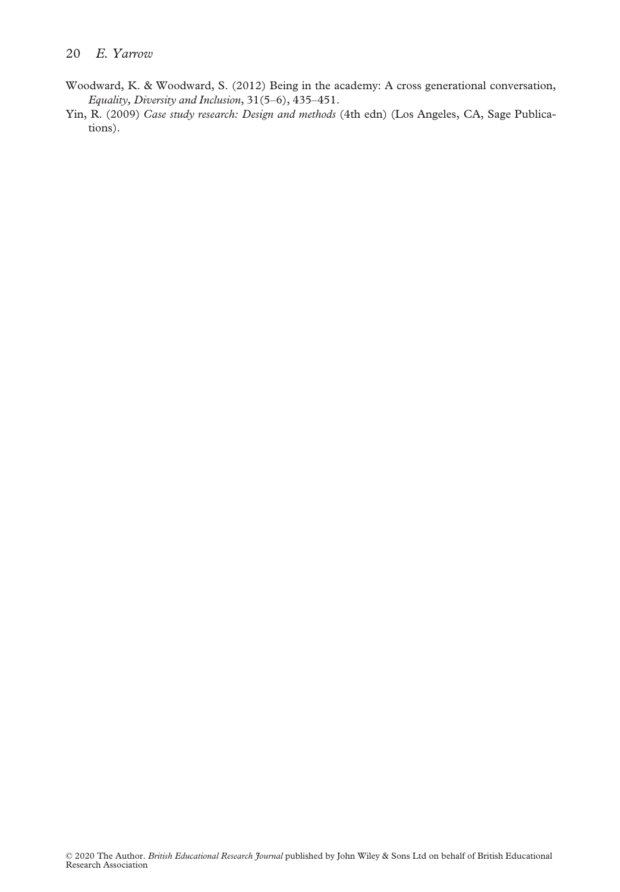Woodward, K. & Woodward, S. (2012) Being in the academy: A cross generational conversation, *Equality, Diversity and Inclusion*, 31(5–6), 435–451.

Yin, R. (2009) *Case study research: Design and methods* (4th edn) (Los Angeles, CA, Sage Publications).

© 2020 The Author. *British Educational Research Journal* published by John Wiley & Sons Ltd on behalf of British Educational Research Association